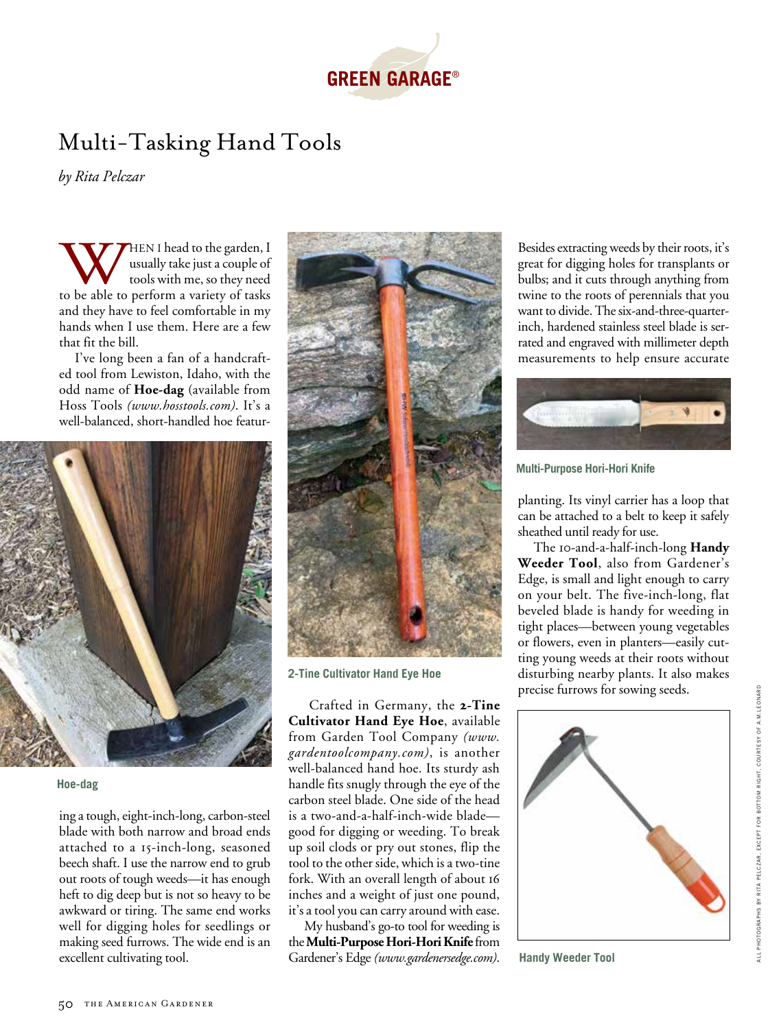GREEN GARAGE®

# Multi-Tasking Hand Tools

*by Rita Pelczar*

When I head to the garden, I usually take just a couple of tools with me, so they need to be able to perform a variety of tasks and they have to feel comfortable in my hands when I use them. Here are a few that fit the bill.

I've long been a fan of a handcrafted tool from Lewiston, Idaho, with the odd name of **Hoe-dag** (available from Hoss Tools *(www.hosstools.com)*. It's a well-balanced, short-handled hoe featuring a tough, eight-inch-long, carbon-steel blade with both narrow and broad ends attached to a 15-inch-long, seasoned beech shaft. I use the narrow end to grub out roots of tough weeds—it has enough heft to dig deep but is not so heavy to be awkward or tiring. The same end works well for digging holes for seedlings or making seed furrows. The wide end is an excellent cultivating tool.

Hoe-dag

Crafted in Germany, the **2-Tine Cultivator Hand Eye Hoe**, available from Garden Tool Company *(www.gardentoolcompany.com)*, is another well-balanced hand hoe. Its sturdy ash handle fits snugly through the eye of the carbon steel blade. One side of the head is a two-and-a-half-inch-wide blade—good for digging or weeding. To break up soil clods or pry out stones, flip the tool to the other side, which is a two-tine fork. With an overall length of about 16 inches and a weight of just one pound, it's a tool you can carry around with ease.

2-Tine Cultivator Hand Eye Hoe

My husband's go-to tool for weeding is the **Multi-Purpose Hori-Hori Knife** from Gardener's Edge *(www.gardenersedge.com)*. Besides extracting weeds by their roots, it's great for digging holes for transplants or bulbs; and it cuts through anything from twine to the roots of perennials that you want to divide. The six-and-three-quarter-inch, hardened stainless steel blade is serrated and engraved with millimeter depth measurements to help ensure accurate planting. Its vinyl carrier has a loop that can be attached to a belt to keep it safely sheathed until ready for use.

Multi-Purpose Hori-Hori Knife

The 10-and-a-half-inch-long **Handy Weeder Tool**, also from Gardener's Edge, is small and light enough to carry on your belt. The five-inch-long, flat beveled blade is handy for weeding in tight places—between young vegetables or flowers, even in planters—easily cutting young weeds at their roots without disturbing nearby plants. It also makes precise furrows for sowing seeds.

Handy Weeder Tool

ALL PHOTOGRAPHS BY RITA PELCZAR, EXCEPT FOR BOTTOM RIGHT, COURTESY OF A.M.LEONARD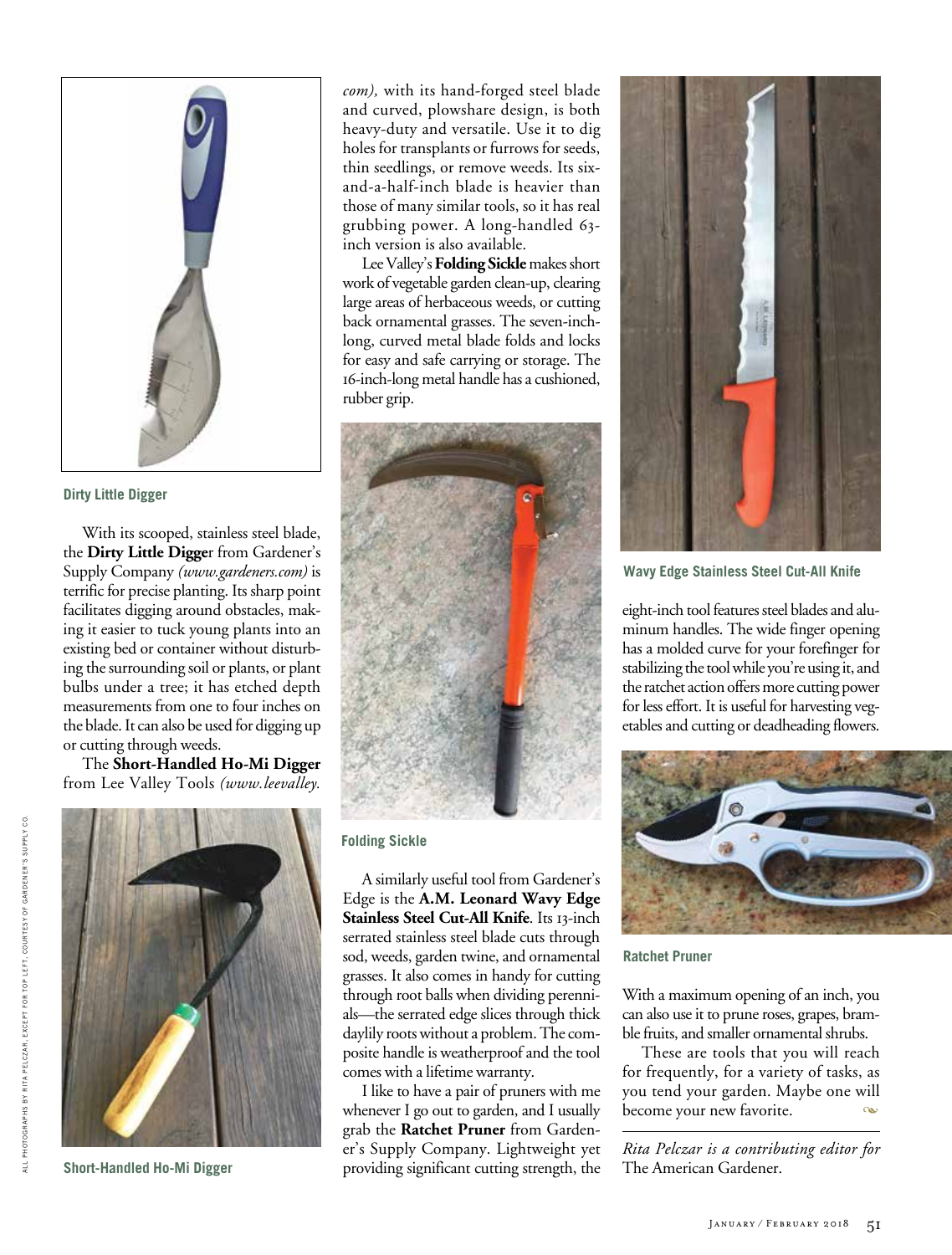Dirty Little Digger

With its scooped, stainless steel blade, the **Dirty Little Digger** from Gardener's Supply Company *(www.gardeners.com)* is terrific for precise planting. Its sharp point facilitates digging around obstacles, making it easier to tuck young plants into an existing bed or container without disturbing the surrounding soil or plants, or plant bulbs under a tree; it has etched depth measurements from one to four inches on the blade. It can also be used for digging up or cutting through weeds.

The **Short-Handled Ho-Mi Digger** from Lee Valley Tools *(www.leevalley.com)*, with its hand-forged steel blade and curved, plowshare design, is both heavy-duty and versatile. Use it to dig holes for transplants or furrows for seeds, thin seedlings, or remove weeds. Its six-and-a-half-inch blade is heavier than those of many similar tools, so it has real grubbing power. A long-handled 63-inch version is also available.

Short-Handled Ho-Mi Digger

Lee Valley's **Folding Sickle** makes short work of vegetable garden clean-up, clearing large areas of herbaceous weeds, or cutting back ornamental grasses. The seven-inch-long, curved metal blade folds and locks for easy and safe carrying or storage. The 16-inch-long metal handle has a cushioned, rubber grip.

Folding Sickle

A similarly useful tool from Gardener's Edge is the **A.M. Leonard Wavy Edge Stainless Steel Cut-All Knife**. Its 13-inch serrated stainless steel blade cuts through sod, weeds, garden twine, and ornamental grasses. It also comes in handy for cutting through root balls when dividing perennials—the serrated edge slices through thick daylily roots without a problem. The composite handle is weatherproof and the tool comes with a lifetime warranty.

I like to have a pair of pruners with me whenever I go out to garden, and I usually grab the **Ratchet Pruner** from Gardener's Supply Company. Lightweight yet providing significant cutting strength, the eight-inch tool features steel blades and aluminum handles. The wide finger opening has a molded curve for your forefinger for stabilizing the tool while you're using it, and the ratchet action offers more cutting power for less effort. It is useful for harvesting vegetables and cutting or deadheading flowers.

Wavy Edge Stainless Steel Cut-All Knife

Ratchet Pruner

With a maximum opening of an inch, you can also use it to prune roses, grapes, bramble fruits, and smaller ornamental shrubs.

These are tools that you will reach for frequently, for a variety of tasks, as you tend your garden. Maybe one will become your new favorite.

*Rita Pelczar is a contributing editor for* The American Gardener.

ALL PHOTOGRAPHS BY RITA PELCZAR, EXCEPT FOR TOP LEFT, COURTESY OF GARDENER'S SUPPLY CO.